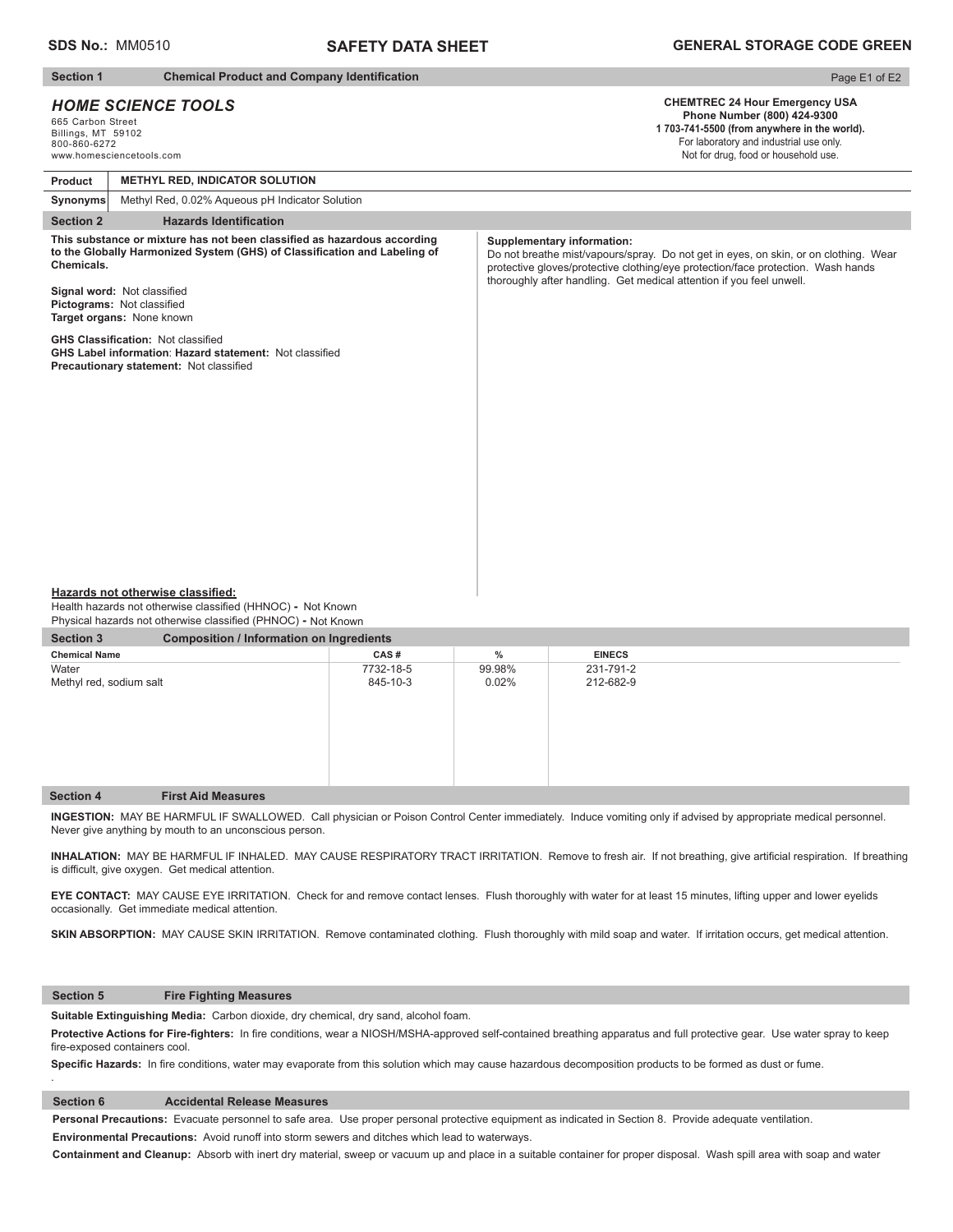**SDS No.:** MM0510

# SAFETY DATA SHEET

**GENERAL STORAGE CODE GREEN**

## Section 1 Chemical Product and Company Identification

***HOME SCIENCE TOOLS***
665 Carbon Street
Billings, MT 59102
800-860-6272
www.homesciencetools.com

**CHEMTREC 24 Hour Emergency USA**
**Phone Number (800) 424-9300**
**1 703-741-5500 (from anywhere in the world).**
For laboratory and industrial use only.
Not for drug, food or household use.

| **Product** | **METHYL RED, INDICATOR SOLUTION** |
|---|---|
| **Synonyms** | Methyl Red, 0.02% Aqueous pH Indicator Solution |

## Section 2 Hazards Identification

**This substance or mixture has not been classified as hazardous according to the Globally Harmonized System (GHS) of Classification and Labeling of Chemicals.**

**Signal word:** Not classified
**Pictograms:** Not classified
**Target organs:** None known

**GHS Classification:** Not classified
**GHS Label information**: **Hazard statement:** Not classified
**Precautionary statement:** Not classified

**Supplementary information:**
Do not breathe mist/vapours/spray. Do not get in eyes, on skin, or on clothing. Wear protective gloves/protective clothing/eye protection/face protection. Wash hands thoroughly after handling. Get medical attention if you feel unwell.

**Hazards not otherwise classified:**
Health hazards not otherwise classified (HHNOC) **-** Not Known
Physical hazards not otherwise classified (PHNOC) **-** Not Known

## Section 3 Composition / Information on Ingredients

| Chemical Name | CAS # | % | EINECS |
|---|---|---|---|
| Water | 7732-18-5 | 99.98% | 231-791-2 |
| Methyl red, sodium salt | 845-10-3 | 0.02% | 212-682-9 |

## Section 4 First Aid Measures

**INGESTION:** MAY BE HARMFUL IF SWALLOWED. Call physician or Poison Control Center immediately. Induce vomiting only if advised by appropriate medical personnel. Never give anything by mouth to an unconscious person.

**INHALATION:** MAY BE HARMFUL IF INHALED. MAY CAUSE RESPIRATORY TRACT IRRITATION. Remove to fresh air. If not breathing, give artificial respiration. If breathing is difficult, give oxygen. Get medical attention.

**EYE CONTACT:** MAY CAUSE EYE IRRITATION. Check for and remove contact lenses. Flush thoroughly with water for at least 15 minutes, lifting upper and lower eyelids occasionally. Get immediate medical attention.

**SKIN ABSORPTION:** MAY CAUSE SKIN IRRITATION. Remove contaminated clothing. Flush thoroughly with mild soap and water. If irritation occurs, get medical attention.

## Section 5 Fire Fighting Measures

**Suitable Extinguishing Media:** Carbon dioxide, dry chemical, dry sand, alcohol foam.

**Protective Actions for Fire-fighters:** In fire conditions, wear a NIOSH/MSHA-approved self-contained breathing apparatus and full protective gear. Use water spray to keep fire-exposed containers cool.

**Specific Hazards:** In fire conditions, water may evaporate from this solution which may cause hazardous decomposition products to be formed as dust or fume.

## Section 6 Accidental Release Measures

**Personal Precautions:** Evacuate personnel to safe area. Use proper personal protective equipment as indicated in Section 8. Provide adequate ventilation.

**Environmental Precautions:** Avoid runoff into storm sewers and ditches which lead to waterways.

**Containment and Cleanup:** Absorb with inert dry material, sweep or vacuum up and place in a suitable container for proper disposal. Wash spill area with soap and water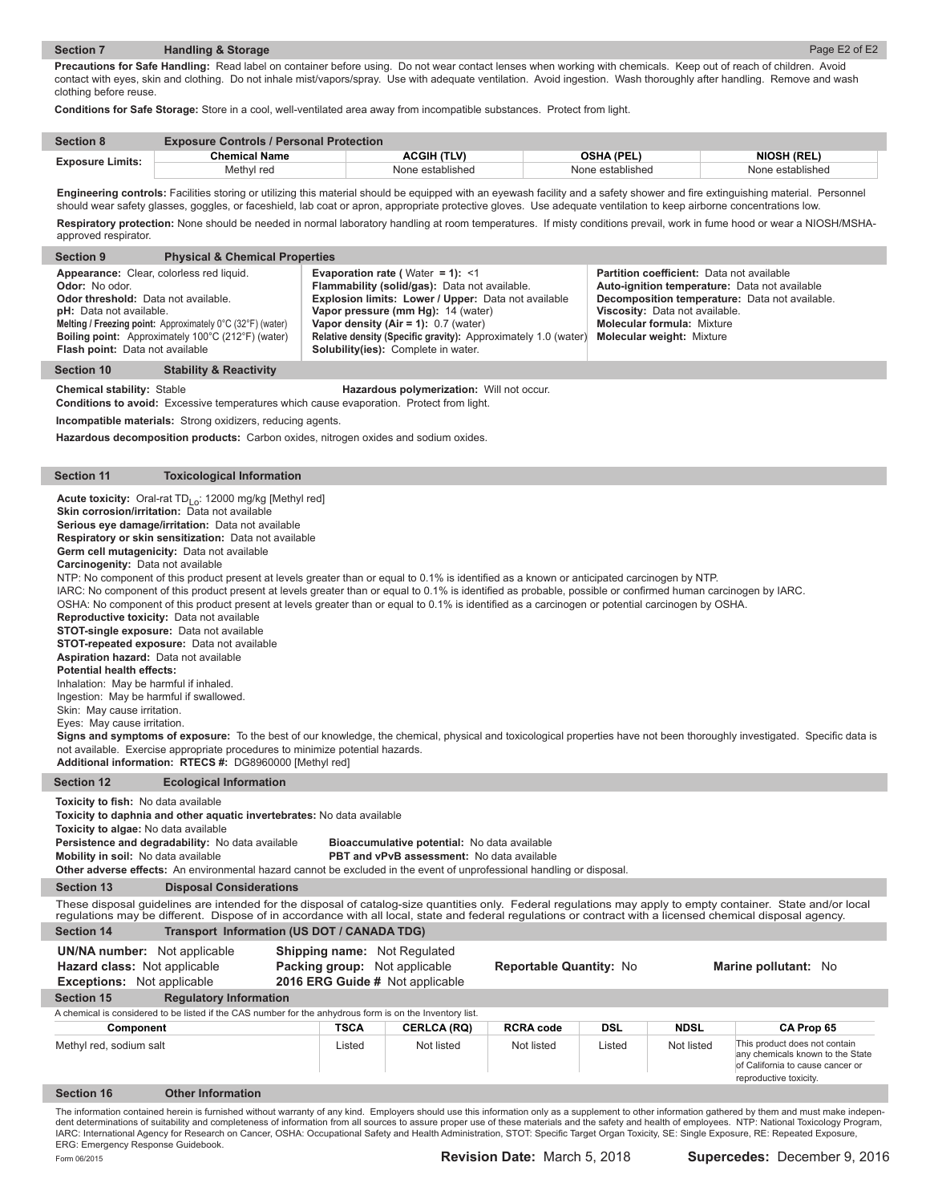## Section 7 Handling & Storage

**Precautions for Safe Handling:** Read label on container before using. Do not wear contact lenses when working with chemicals. Keep out of reach of children. Avoid contact with eyes, skin and clothing. Do not inhale mist/vapors/spray. Use with adequate ventilation. Avoid ingestion. Wash thoroughly after handling. Remove and wash clothing before reuse.

**Conditions for Safe Storage:** Store in a cool, well-ventilated area away from incompatible substances. Protect from light.

## Section 8 Exposure Controls / Personal Protection

| Exposure Limits: | Chemical Name | ACGIH (TLV) | OSHA (PEL) | NIOSH (REL) |
|---|---|---|---|---|
| | Methyl red | None established | None established | None established |

**Engineering controls:** Facilities storing or utilizing this material should be equipped with an eyewash facility and a safety shower and fire extinguishing material. Personnel should wear safety glasses, goggles, or faceshield, lab coat or apron, appropriate protective gloves. Use adequate ventilation to keep airborne concentrations low.

**Respiratory protection:** None should be needed in normal laboratory handling at room temperatures. If misty conditions prevail, work in fume hood or wear a NIOSH/MSHA-approved respirator.

## Section 9 Physical & Chemical Properties

**Appearance:** Clear, colorless red liquid.
**Odor:** No odor.
**Odor threshold:** Data not available.
**pH:** Data not available.
**Melting / Freezing point:** Approximately 0°C (32°F) (water)
**Boiling point:** Approximately 100°C (212°F) (water)
**Flash point:** Data not available

**Evaporation rate** ( Water **= 1):** <1
**Flammability (solid/gas):** Data not available.
**Explosion limits: Lower / Upper:** Data not available
**Vapor pressure (mm Hg):** 14 (water)
**Vapor density (Air = 1):** 0.7 (water)
**Relative density (Specific gravity):** Approximately 1.0 (water)
**Solubility(ies):** Complete in water.

**Partition coefficient:** Data not available
**Auto-ignition temperature:** Data not available
**Decomposition temperature:** Data not available.
**Viscosity:** Data not available.
**Molecular formula:** Mixture
**Molecular weight:** Mixture

## Section 10 Stability & Reactivity

**Chemical stability:** Stable
**Hazardous polymerization:** Will not occur.
**Conditions to avoid:** Excessive temperatures which cause evaporation. Protect from light.

**Incompatible materials:** Strong oxidizers, reducing agents.

**Hazardous decomposition products:** Carbon oxides, nitrogen oxides and sodium oxides.

## Section 11 Toxicological Information

**Acute toxicity:** Oral-rat $TD_{Lo}$: 12000 mg/kg [Methyl red]
**Skin corrosion/irritation:** Data not available
**Serious eye damage/irritation:** Data not available
**Respiratory or skin sensitization:** Data not available
**Germ cell mutagenicity:** Data not available
**Carcinogenity:** Data not available
NTP: No component of this product present at levels greater than or equal to 0.1% is identified as a known or anticipated carcinogen by NTP.
IARC: No component of this product present at levels greater than or equal to 0.1% is identified as probable, possible or confirmed human carcinogen by IARC.
OSHA: No component of this product present at levels greater than or equal to 0.1% is identified as a carcinogen or potential carcinogen by OSHA.
**Reproductive toxicity:** Data not available
**STOT-single exposure:** Data not available
**STOT-repeated exposure:** Data not available
**Aspiration hazard:** Data not available
**Potential health effects:**
Inhalation: May be harmful if inhaled.
Ingestion: May be harmful if swallowed.
Skin: May cause irritation.
Eyes: May cause irritation.
**Signs and symptoms of exposure:** To the best of our knowledge, the chemical, physical and toxicological properties have not been thoroughly investigated. Specific data is not available. Exercise appropriate procedures to minimize potential hazards.
**Additional information: RTECS #:** DG8960000 [Methyl red]

## Section 12 Ecological Information

**Toxicity to fish:** No data available
**Toxicity to daphnia and other aquatic invertebrates:** No data available
**Toxicity to algae:** No data available
**Persistence and degradability:** No data available
**Bioaccumulative potential:** No data available
**Mobility in soil:** No data available
**PBT and vPvB assessment:** No data available
**Other adverse effects:** An environmental hazard cannot be excluded in the event of unprofessional handling or disposal.

## Section 13 Disposal Considerations

These disposal guidelines are intended for the disposal of catalog-size quantities only. Federal regulations may apply to empty container. State and/or local regulations may be different. Dispose of in accordance with all local, state and federal regulations or contract with a licensed chemical disposal agency.

## Section 14 Transport Information (US DOT / CANADA TDG)

**UN/NA number:** Not applicable
**Hazard class:** Not applicable
**Exceptions:** Not applicable
**Shipping name:** Not Regulated
**Packing group:** Not applicable
**2016 ERG Guide #** Not applicable
**Reportable Quantity:** No
**Marine pollutant:** No

## Section 15 Regulatory Information

A chemical is considered to be listed if the CAS number for the anhydrous form is on the Inventory list.

| Component | TSCA | CERLCA (RQ) | RCRA code | DSL | NDSL | CA Prop 65 |
|---|---|---|---|---|---|---|
| Methyl red, sodium salt | Listed | Not listed | Not listed | Listed | Not listed | This product does not contain any chemicals known to the State of California to cause cancer or reproductive toxicity. |

## Section 16 Other Information

The information contained herein is furnished without warranty of any kind. Employers should use this information only as a supplement to other information gathered by them and must make independent determinations of suitability and completeness of information from all sources to assure proper use of these materials and the safety and health of employees. NTP: National Toxicology Program, IARC: International Agency for Research on Cancer, OSHA: Occupational Safety and Health Administration, STOT: Specific Target Organ Toxicity, SE: Single Exposure, RE: Repeated Exposure, ERG: Emergency Response Guidebook.

Form 06/2015

**Revision Date:** March 5, 2018 **Supercedes:** December 9, 2016